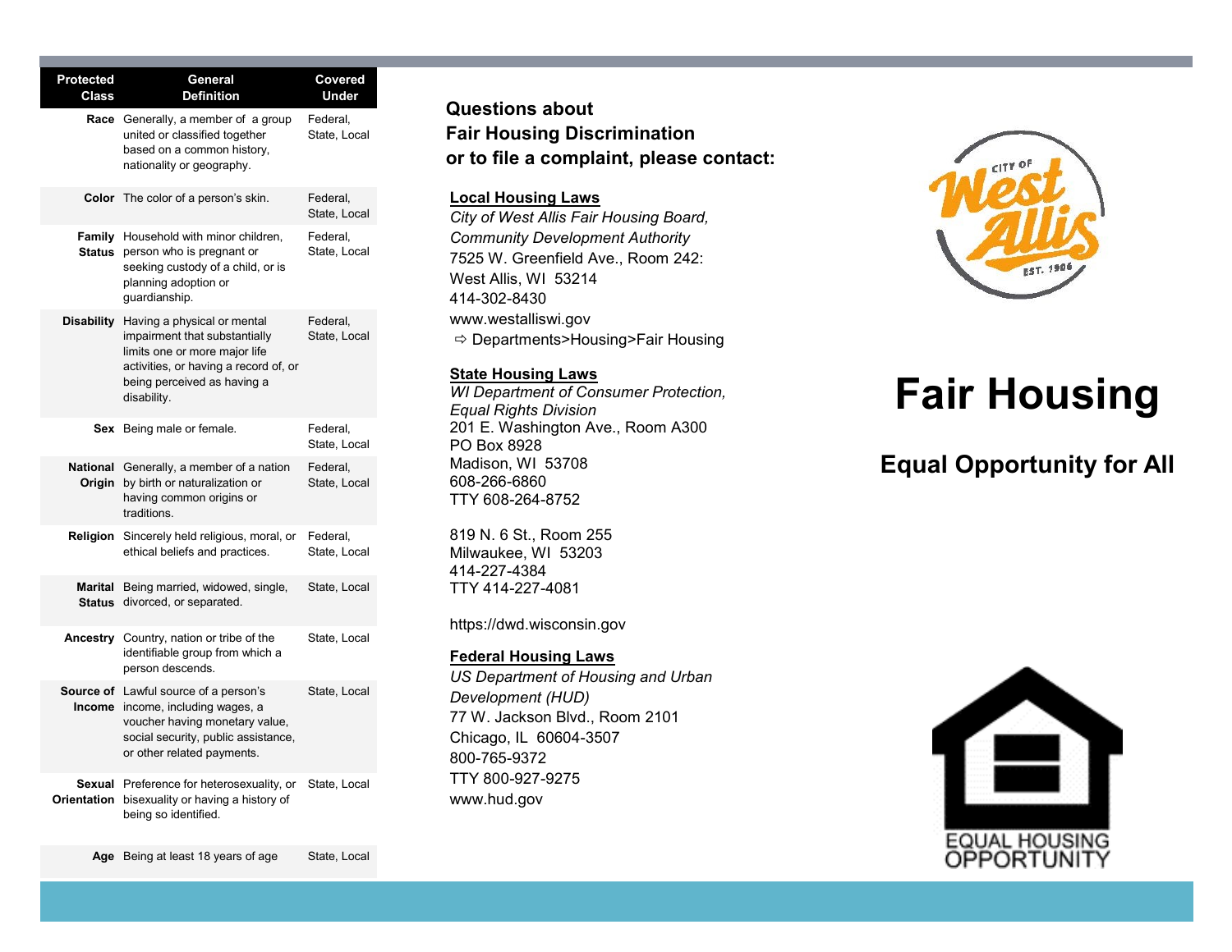| Protected Class | General Definition | Covered Under |
|---|---|---|
| **Race** | Generally, a member of a group united or classified together based on a common history, nationality or geography. | Federal, State, Local |
| **Color** | The color of a person's skin. | Federal, State, Local |
| **Family Status** | Household with minor children, person who is pregnant or seeking custody of a child, or is planning adoption or guardianship. | Federal, State, Local |
| **Disability** | Having a physical or mental impairment that substantially limits one or more major life activities, or having a record of, or being perceived as having a disability. | Federal, State, Local |
| **Sex** | Being male or female. | Federal, State, Local |
| **National Origin** | Generally, a member of a nation by birth or naturalization or having common origins or traditions. | Federal, State, Local |
| **Religion** | Sincerely held religious, moral, or ethical beliefs and practices. | Federal, State, Local |
| **Marital Status** | Being married, widowed, single, divorced, or separated. | State, Local |
| **Ancestry** | Country, nation or tribe of the identifiable group from which a person descends. | State, Local |
| **Source of Income** | Lawful source of a person's income, including wages, a voucher having monetary value, social security, public assistance, or other related payments. | State, Local |
| **Sexual Orientation** | Preference for heterosexuality, or bisexuality or having a history of being so identified. | State, Local |
| **Age** | Being at least 18 years of age | State, Local |

**Questions about Fair Housing Discrimination or to file a complaint, please contact:**

**Local Housing Laws**

*City of West Allis Fair Housing Board, Community Development Authority*
7525 W. Greenfield Ave., Room 242:
West Allis, WI 53214
414-302-8430
www.westalliswi.gov
⇨ Departments>Housing>Fair Housing

**State Housing Laws**

*WI Department of Consumer Protection, Equal Rights Division*
201 E. Washington Ave., Room A300
PO Box 8928
Madison, WI 53708
608-266-6860
TTY 608-264-8752

819 N. 6 St., Room 255
Milwaukee, WI 53203
414-227-4384
TTY 414-227-4081

https://dwd.wisconsin.gov

**Federal Housing Laws**

*US Department of Housing and Urban Development (HUD)*
77 W. Jackson Blvd., Room 2101
Chicago, IL 60604-3507
800-765-9372
TTY 800-927-9275
www.hud.gov

City of West Allis EST. 1906

# Fair Housing

## Equal Opportunity for All

EQUAL HOUSING OPPORTUNITY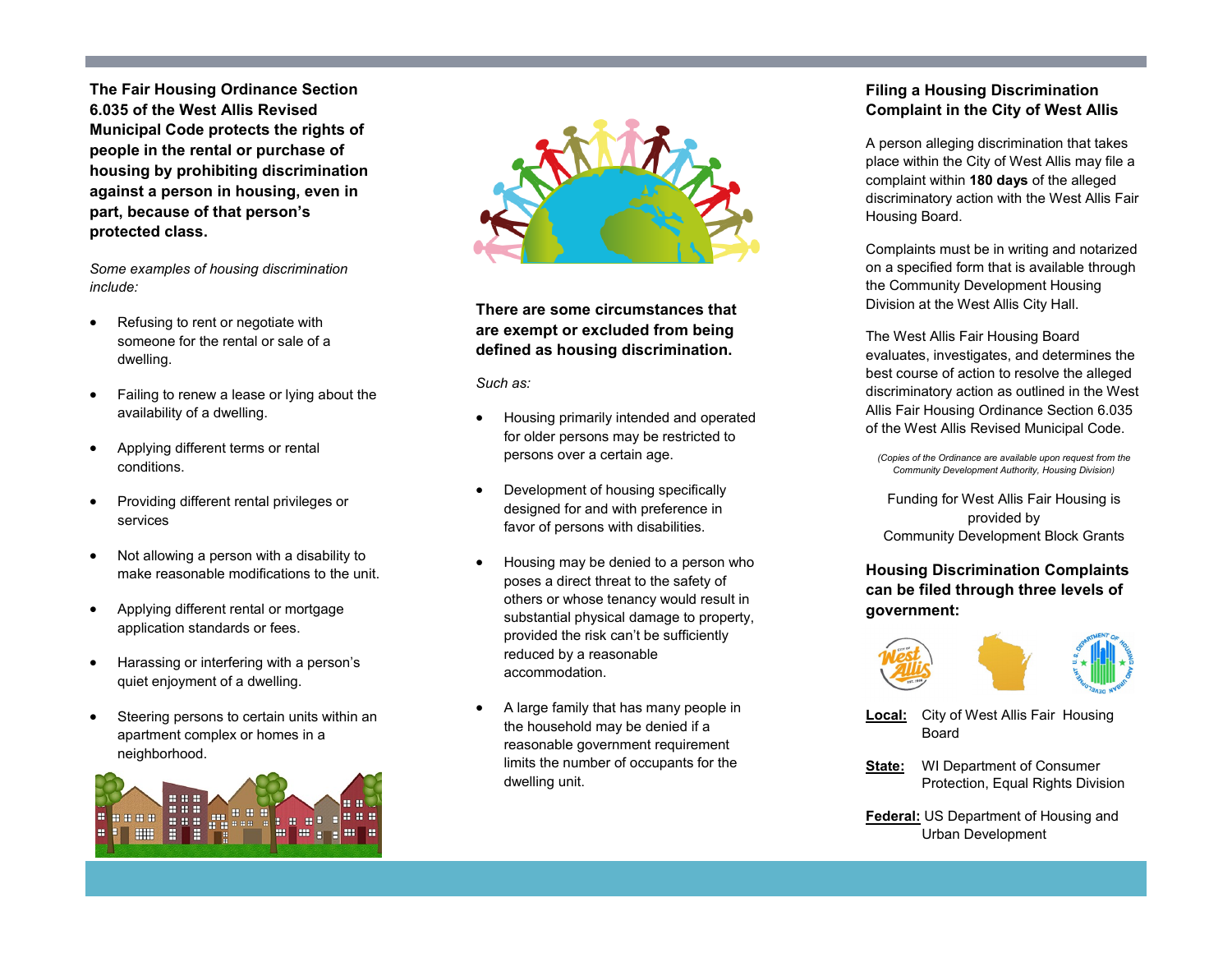**The Fair Housing Ordinance Section 6.035 of the West Allis Revised Municipal Code protects the rights of people in the rental or purchase of housing by prohibiting discrimination against a person in housing, even in part, because of that person's protected class.**

*Some examples of housing discrimination include:*

- Refusing to rent or negotiate with someone for the rental or sale of a dwelling.
- Failing to renew a lease or lying about the availability of a dwelling.
- Applying different terms or rental conditions.
- Providing different rental privileges or services
- Not allowing a person with a disability to make reasonable modifications to the unit.
- Applying different rental or mortgage application standards or fees.
- Harassing or interfering with a person's quiet enjoyment of a dwelling.
- Steering persons to certain units within an apartment complex or homes in a neighborhood.

**There are some circumstances that are exempt or excluded from being defined as housing discrimination.**

*Such as:*

- Housing primarily intended and operated for older persons may be restricted to persons over a certain age.
- Development of housing specifically designed for and with preference in favor of persons with disabilities.
- Housing may be denied to a person who poses a direct threat to the safety of others or whose tenancy would result in substantial physical damage to property, provided the risk can't be sufficiently reduced by a reasonable accommodation.
- A large family that has many people in the household may be denied if a reasonable government requirement limits the number of occupants for the dwelling unit.

## Filing a Housing Discrimination Complaint in the City of West Allis

A person alleging discrimination that takes place within the City of West Allis may file a complaint within **180 days** of the alleged discriminatory action with the West Allis Fair Housing Board.

Complaints must be in writing and notarized on a specified form that is available through the Community Development Housing Division at the West Allis City Hall.

The West Allis Fair Housing Board evaluates, investigates, and determines the best course of action to resolve the alleged discriminatory action as outlined in the West Allis Fair Housing Ordinance Section 6.035 of the West Allis Revised Municipal Code.

*(Copies of the Ordinance are available upon request from the Community Development Authority, Housing Division)*

Funding for West Allis Fair Housing is provided by Community Development Block Grants

## Housing Discrimination Complaints can be filed through three levels of government:

**Local:** City of West Allis Fair Housing Board

**State:** WI Department of Consumer Protection, Equal Rights Division

**Federal:** US Department of Housing and Urban Development